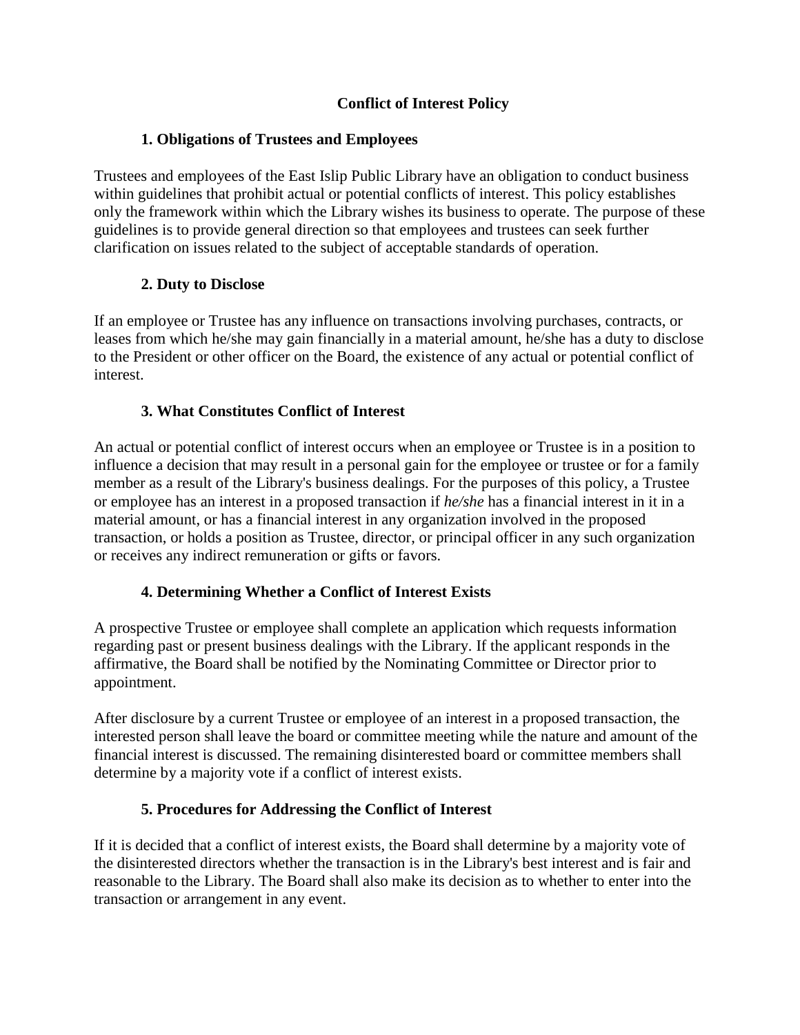# Conflict of Interest Policy

## 1. Obligations of Trustees and Employees

Trustees and employees of the East Islip Public Library have an obligation to conduct business within guidelines that prohibit actual or potential conflicts of interest. This policy establishes only the framework within which the Library wishes its business to operate. The purpose of these guidelines is to provide general direction so that employees and trustees can seek further clarification on issues related to the subject of acceptable standards of operation.

## 2. Duty to Disclose

If an employee or Trustee has any influence on transactions involving purchases, contracts, or leases from which he/she may gain financially in a material amount, he/she has a duty to disclose to the President or other officer on the Board, the existence of any actual or potential conflict of interest.

## 3. What Constitutes Conflict of Interest

An actual or potential conflict of interest occurs when an employee or Trustee is in a position to influence a decision that may result in a personal gain for the employee or trustee or for a family member as a result of the Library's business dealings. For the purposes of this policy, a Trustee or employee has an interest in a proposed transaction if *he/she* has a financial interest in it in a material amount, or has a financial interest in any organization involved in the proposed transaction, or holds a position as Trustee, director, or principal officer in any such organization or receives any indirect remuneration or gifts or favors.

## 4. Determining Whether a Conflict of Interest Exists

A prospective Trustee or employee shall complete an application which requests information regarding past or present business dealings with the Library. If the applicant responds in the affirmative, the Board shall be notified by the Nominating Committee or Director prior to appointment.

After disclosure by a current Trustee or employee of an interest in a proposed transaction, the interested person shall leave the board or committee meeting while the nature and amount of the financial interest is discussed. The remaining disinterested board or committee members shall determine by a majority vote if a conflict of interest exists.

## 5. Procedures for Addressing the Conflict of Interest

If it is decided that a conflict of interest exists, the Board shall determine by a majority vote of the disinterested directors whether the transaction is in the Library's best interest and is fair and reasonable to the Library. The Board shall also make its decision as to whether to enter into the transaction or arrangement in any event.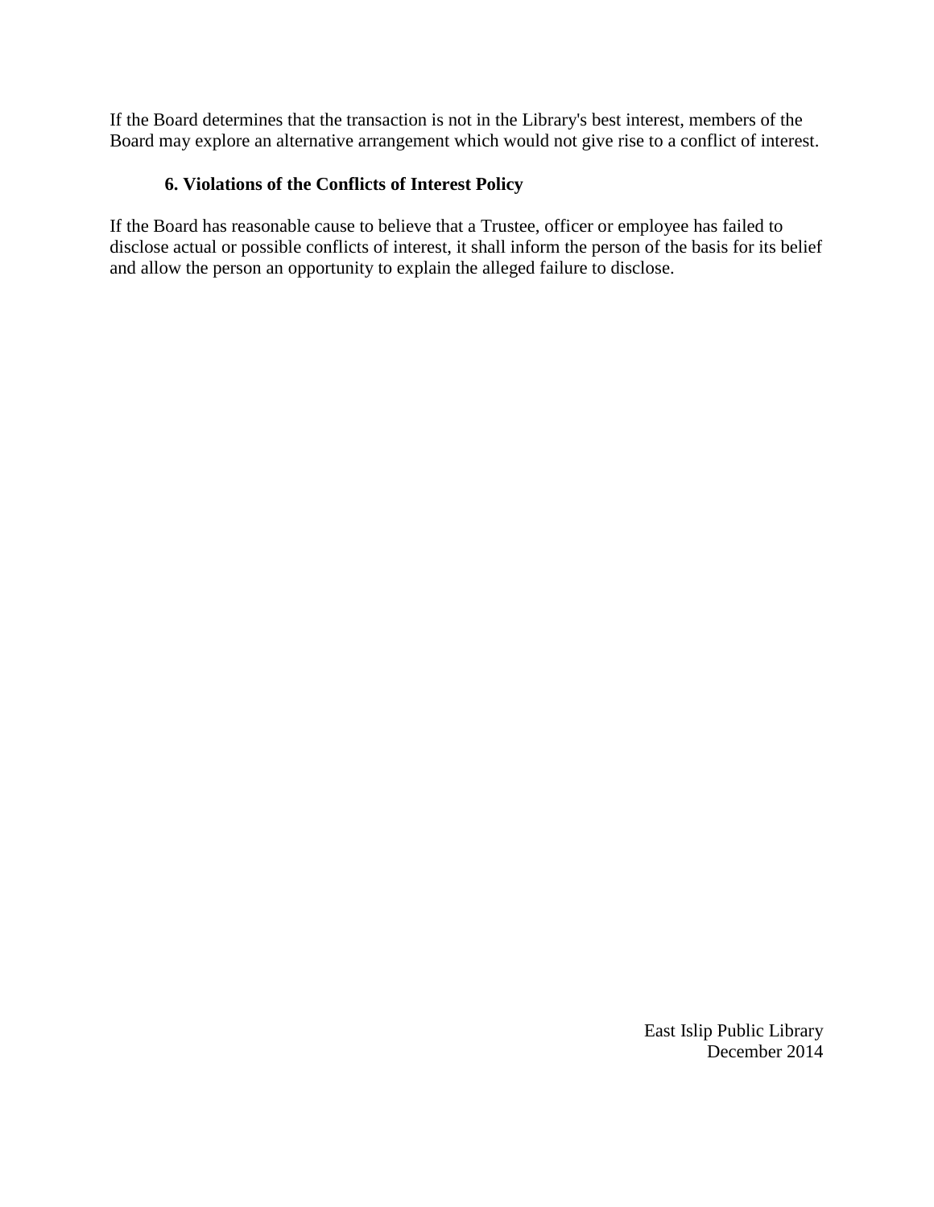If the Board determines that the transaction is not in the Library's best interest, members of the Board may explore an alternative arrangement which would not give rise to a conflict of interest.

### 6. Violations of the Conflicts of Interest Policy

If the Board has reasonable cause to believe that a Trustee, officer or employee has failed to disclose actual or possible conflicts of interest, it shall inform the person of the basis for its belief and allow the person an opportunity to explain the alleged failure to disclose.

East Islip Public Library
December 2014